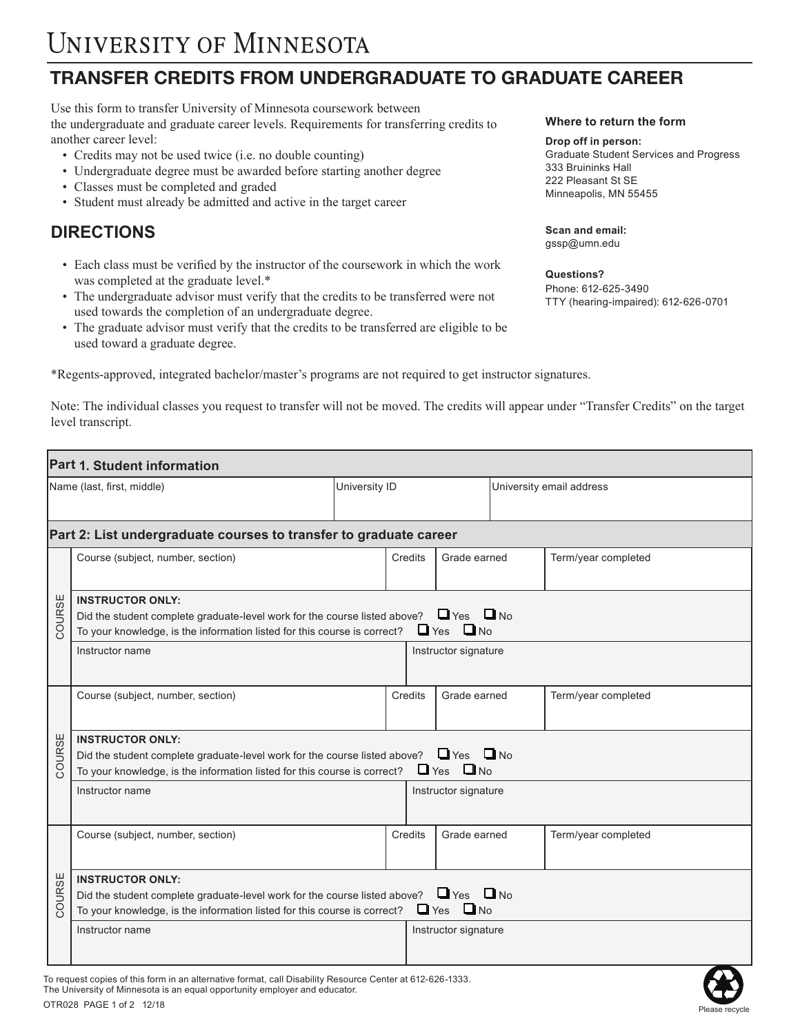# University of Minnesota

## TRANSFER CREDITS FROM UNDERGRADUATE TO GRADUATE CAREER

Use this form to transfer University of Minnesota coursework between the undergraduate and graduate career levels. Requirements for transferring credits to another career level:

- Credits may not be used twice (i.e. no double counting)
- Undergraduate degree must be awarded before starting another degree
- Classes must be completed and graded
- Student must already be admitted and active in the target career

**Where to return the form**

**Drop off in person:**
Graduate Student Services and Progress
333 Bruininks Hall
222 Pleasant St SE
Minneapolis, MN 55455

**Scan and email:**
gssp@umn.edu

**Questions?**
Phone: 612-625-3490
TTY (hearing-impaired): 612-626-0701

## DIRECTIONS

- Each class must be verified by the instructor of the coursework in which the work was completed at the graduate level.*
- The undergraduate advisor must verify that the credits to be transferred were not used towards the completion of an undergraduate degree.
- The graduate advisor must verify that the credits to be transferred are eligible to be used toward a graduate degree.

*Regents-approved, integrated bachelor/master's programs are not required to get instructor signatures.

Note: The individual classes you request to transfer will not be moved. The credits will appear under "Transfer Credits" on the target level transcript.

### Part 1. Student information

| Name (last, first, middle) | University ID | University email address |
|---|---|---|
| | | |

### Part 2: List undergraduate courses to transfer to graduate career

**COURSE**

| Course (subject, number, section) | Credits | Grade earned | Term/year completed |
|---|---|---|---|
| | | | |

**INSTRUCTOR ONLY:**
Did the student complete graduate-level work for the course listed above? ☐ Yes ☐ No
To your knowledge, is the information listed for this course is correct? ☐ Yes ☐ No

| Instructor name | Instructor signature |
|---|---|
| | |

**COURSE**

| Course (subject, number, section) | Credits | Grade earned | Term/year completed |
|---|---|---|---|
| | | | |

**INSTRUCTOR ONLY:**
Did the student complete graduate-level work for the course listed above? ☐ Yes ☐ No
To your knowledge, is the information listed for this course is correct? ☐ Yes ☐ No

| Instructor name | Instructor signature |
|---|---|
| | |

**COURSE**

| Course (subject, number, section) | Credits | Grade earned | Term/year completed |
|---|---|---|---|
| | | | |

**INSTRUCTOR ONLY:**
Did the student complete graduate-level work for the course listed above? ☐ Yes ☐ No
To your knowledge, is the information listed for this course is correct? ☐ Yes ☐ No

| Instructor name | Instructor signature |
|---|---|
| | |

To request copies of this form in an alternative format, call Disability Resource Center at 612-626-1333.
The University of Minnesota is an equal opportunity employer and educator.

OTR028 12/18

Please recycle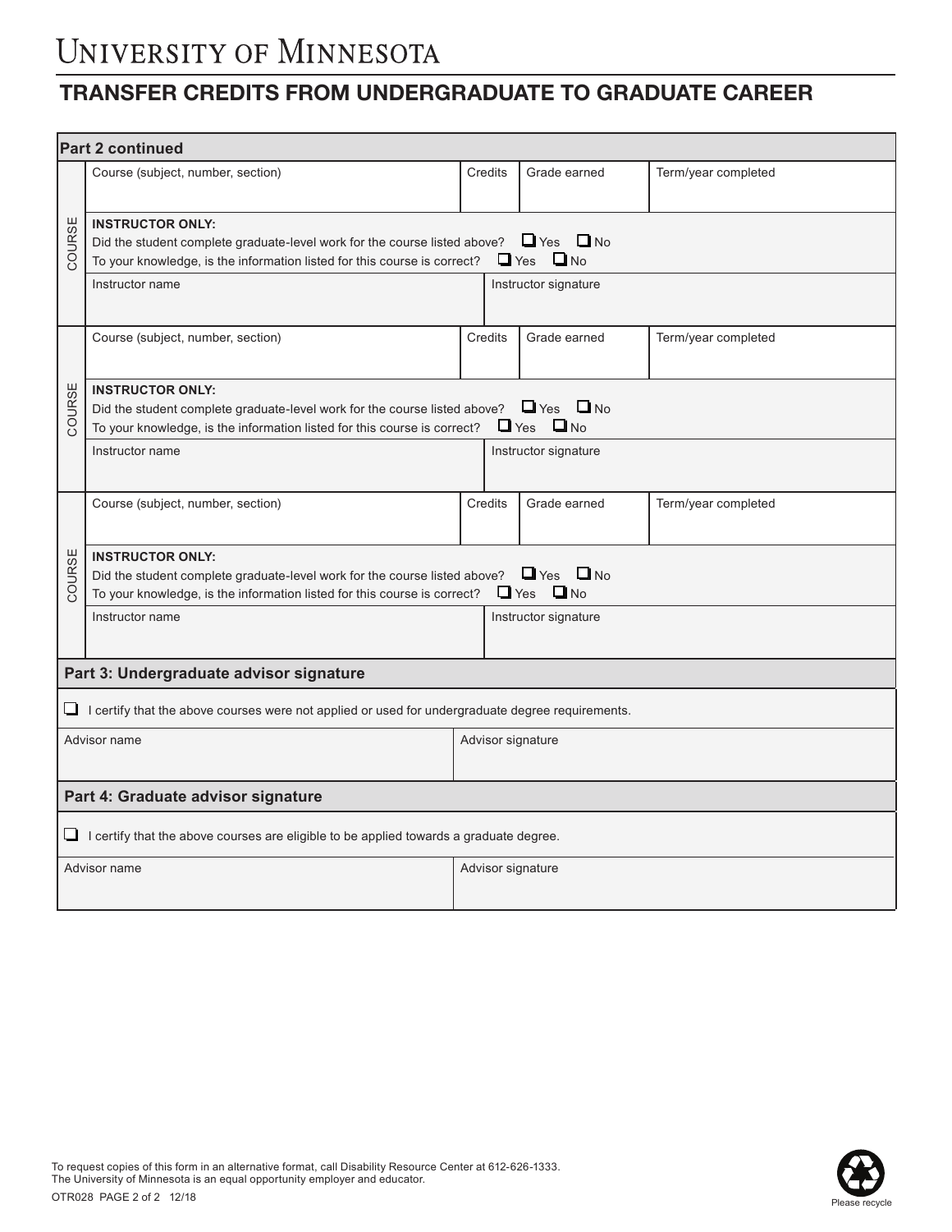# University of Minnesota

## TRANSFER CREDITS FROM UNDERGRADUATE TO GRADUATE CAREER

### Part 2 continued

**COURSE**

| Course (subject, number, section) | Credits | Grade earned | Term/year completed |
|---|---|---|---|
| | | | |

**INSTRUCTOR ONLY:**

Did the student complete graduate-level work for the course listed above? ❑ Yes ❑ No

To your knowledge, is the information listed for this course is correct? ❑ Yes ❑ No

| Instructor name | Instructor signature |
|---|---|
| | |

**COURSE**

| Course (subject, number, section) | Credits | Grade earned | Term/year completed |
|---|---|---|---|
| | | | |

**INSTRUCTOR ONLY:**

Did the student complete graduate-level work for the course listed above? ❑ Yes ❑ No

To your knowledge, is the information listed for this course is correct? ❑ Yes ❑ No

| Instructor name | Instructor signature |
|---|---|
| | |

**COURSE**

| Course (subject, number, section) | Credits | Grade earned | Term/year completed |
|---|---|---|---|
| | | | |

**INSTRUCTOR ONLY:**

Did the student complete graduate-level work for the course listed above? ❑ Yes ❑ No

To your knowledge, is the information listed for this course is correct? ❑ Yes ❑ No

| Instructor name | Instructor signature |
|---|---|
| | |

### Part 3: Undergraduate advisor signature

❑ I certify that the above courses were not applied or used for undergraduate degree requirements.

| Advisor name | Advisor signature |
|---|---|
| | |

### Part 4: Graduate advisor signature

❑ I certify that the above courses are eligible to be applied towards a graduate degree.

| Advisor name | Advisor signature |
|---|---|
| | |

To request copies of this form in an alternative format, call Disability Resource Center at 612-626-1333.
The University of Minnesota is an equal opportunity employer and educator.

OTR028 12/18

Please recycle